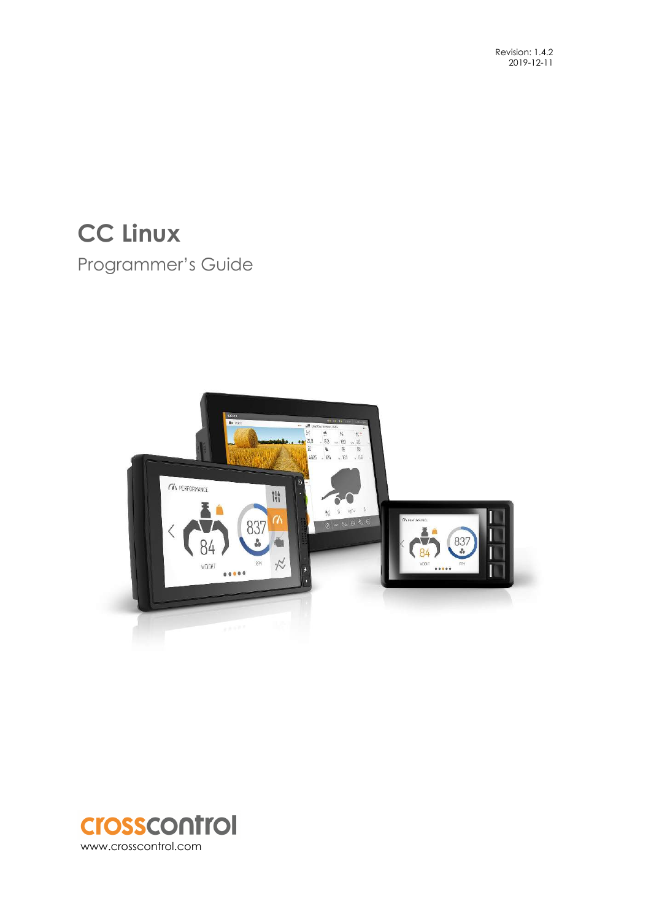Revision: 1.4.2
2019-12-11

# CC Linux

## Programmer's Guide

crosscontrol
www.crosscontrol.com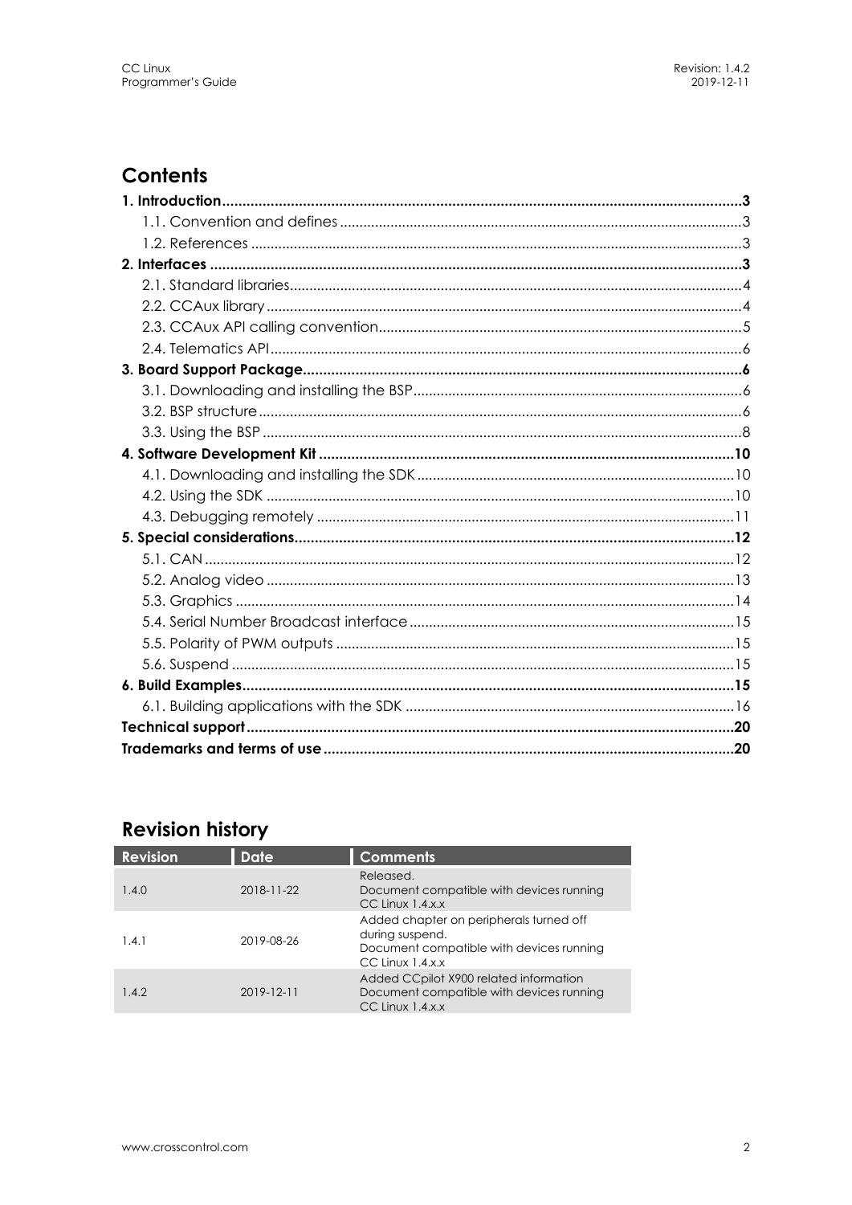## Contents

**1. Introduction** ........ **3**
- 1.1. Convention and defines ........ 3
- 1.2. References ........ 3

**2. Interfaces** ........ **3**
- 2.1. Standard libraries ........ 4
- 2.2. CCAux library ........ 4
- 2.3. CCAux API calling convention ........ 5
- 2.4. Telematics API ........ 6

**3. Board Support Package** ........ **6**
- 3.1. Downloading and installing the BSP ........ 6
- 3.2. BSP structure ........ 6
- 3.3. Using the BSP ........ 8

**4. Software Development Kit** ........ **10**
- 4.1. Downloading and installing the SDK ........ 10
- 4.2. Using the SDK ........ 10
- 4.3. Debugging remotely ........ 11

**5. Special considerations** ........ **12**
- 5.1. CAN ........ 12
- 5.2. Analog video ........ 13
- 5.3. Graphics ........ 14
- 5.4. Serial Number Broadcast interface ........ 15
- 5.5. Polarity of PWM outputs ........ 15
- 5.6. Suspend ........ 15

**6. Build Examples** ........ **15**
- 6.1. Building applications with the SDK ........ 16

**Technical support** ........ **20**

**Trademarks and terms of use** ........ **20**

## Revision history

| Revision | Date | Comments |
|---|---|---|
| 1.4.0 | 2018-11-22 | Released. Document compatible with devices running CC Linux 1.4.x.x |
| 1.4.1 | 2019-08-26 | Added chapter on peripherals turned off during suspend. Document compatible with devices running CC Linux 1.4.x.x |
| 1.4.2 | 2019-12-11 | Added CCpilot X900 related information Document compatible with devices running CC Linux 1.4.x.x |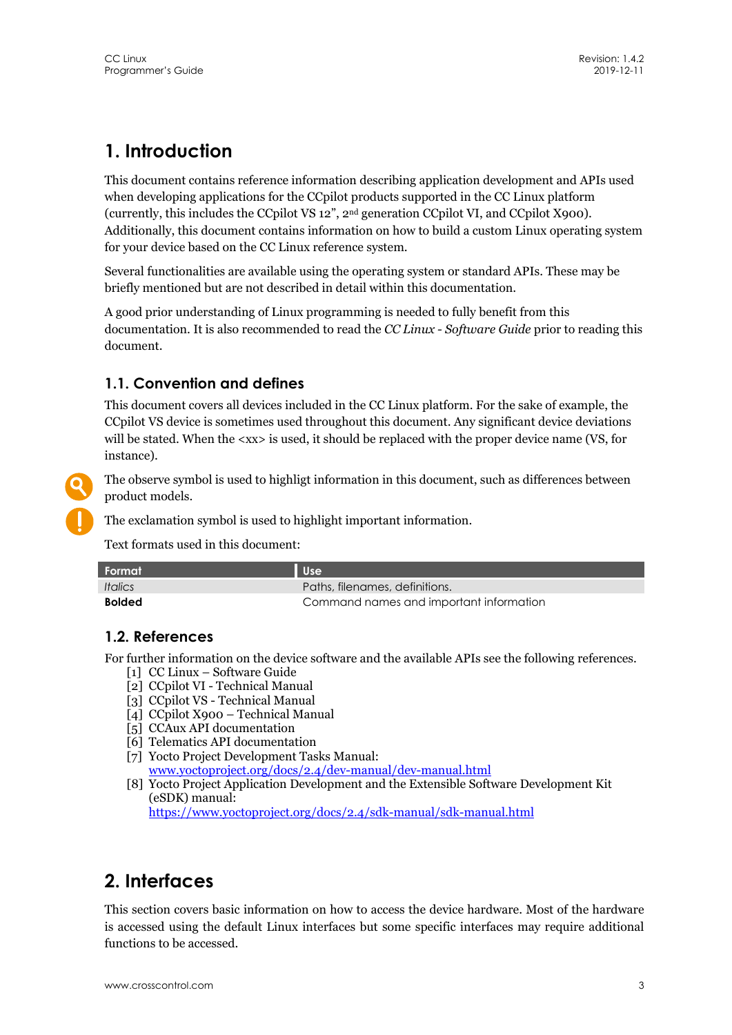# 1. Introduction

This document contains reference information describing application development and APIs used when developing applications for the CCpilot products supported in the CC Linux platform (currently, this includes the CCpilot VS 12", 2nd generation CCpilot VI, and CCpilot X900). Additionally, this document contains information on how to build a custom Linux operating system for your device based on the CC Linux reference system.

Several functionalities are available using the operating system or standard APIs. These may be briefly mentioned but are not described in detail within this documentation.

A good prior understanding of Linux programming is needed to fully benefit from this documentation. It is also recommended to read the *CC Linux - Software Guide* prior to reading this document.

## 1.1. Convention and defines

This document covers all devices included in the CC Linux platform. For the sake of example, the CCpilot VS device is sometimes used throughout this document. Any significant device deviations will be stated. When the <xx> is used, it should be replaced with the proper device name (VS, for instance).

The observe symbol is used to highligt information in this document, such as differences between product models.

The exclamation symbol is used to highlight important information.

Text formats used in this document:

| Format | Use |
| --- | --- |
| *Italics* | Paths, filenames, definitions. |
| **Bolded** | Command names and important information |

## 1.2. References

For further information on the device software and the available APIs see the following references.

1. CC Linux – Software Guide
2. CCpilot VI - Technical Manual
3. CCpilot VS - Technical Manual
4. CCpilot X900 – Technical Manual
5. CCAux API documentation
6. Telematics API documentation
7. Yocto Project Development Tasks Manual: www.yoctoproject.org/docs/2.4/dev-manual/dev-manual.html
8. Yocto Project Application Development and the Extensible Software Development Kit (eSDK) manual: https://www.yoctoproject.org/docs/2.4/sdk-manual/sdk-manual.html

# 2. Interfaces

This section covers basic information on how to access the device hardware. Most of the hardware is accessed using the default Linux interfaces but some specific interfaces may require additional functions to be accessed.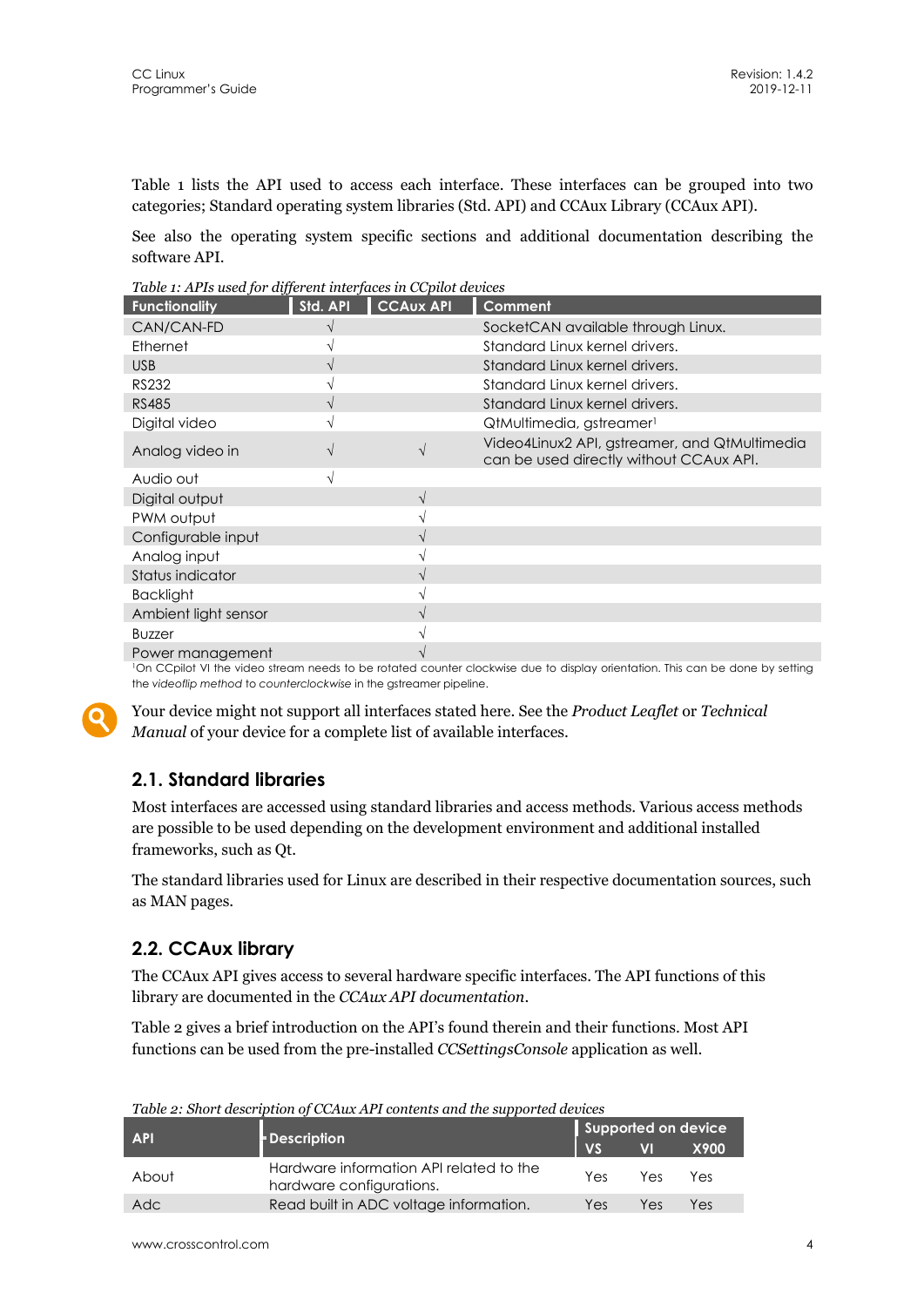Table 1 lists the API used to access each interface. These interfaces can be grouped into two categories; Standard operating system libraries (Std. API) and CCAux Library (CCAux API).

See also the operating system specific sections and additional documentation describing the software API.

*Table 1: APIs used for different interfaces in CCpilot devices*

| Functionality | Std. API | CCAux API | Comment |
|---|---|---|---|
| CAN/CAN-FD | √ | | SocketCAN available through Linux. |
| Ethernet | √ | | Standard Linux kernel drivers. |
| USB | √ | | Standard Linux kernel drivers. |
| RS232 | √ | | Standard Linux kernel drivers. |
| RS485 | √ | | Standard Linux kernel drivers. |
| Digital video | √ | | QtMultimedia, gstreamer[1] |
| Analog video in | √ | √ | Video4Linux2 API, gstreamer, and QtMultimedia can be used directly without CCAux API. |
| Audio out | √ | | |
| Digital output | | √ | |
| PWM output | | √ | |
| Configurable input | | √ | |
| Analog input | | √ | |
| Status indicator | | √ | |
| Backlight | | √ | |
| Ambient light sensor | | √ | |
| Buzzer | | √ | |
| Power management | | √ | |

[1]On CCpilot VI the video stream needs to be rotated counter clockwise due to display orientation. This can be done by setting the *videoflip method* to *counterclockwise* in the gstreamer pipeline.

Your device might not support all interfaces stated here. See the *Product Leaflet* or *Technical Manual* of your device for a complete list of available interfaces.

## 2.1. Standard libraries

Most interfaces are accessed using standard libraries and access methods. Various access methods are possible to be used depending on the development environment and additional installed frameworks, such as Qt.

The standard libraries used for Linux are described in their respective documentation sources, such as MAN pages.

## 2.2. CCAux library

The CCAux API gives access to several hardware specific interfaces. The API functions of this library are documented in the *CCAux API documentation*.

Table 2 gives a brief introduction on the API's found therein and their functions. Most API functions can be used from the pre-installed *CCSettingsConsole* application as well.

*Table 2: Short description of CCAux API contents and the supported devices*

| API | Description | Supported on device | | |
|---|---|---|---|---|
| | | VS | VI | X900 |
| About | Hardware information API related to the hardware configurations. | Yes | Yes | Yes |
| Adc | Read built in ADC voltage information. | Yes | Yes | Yes |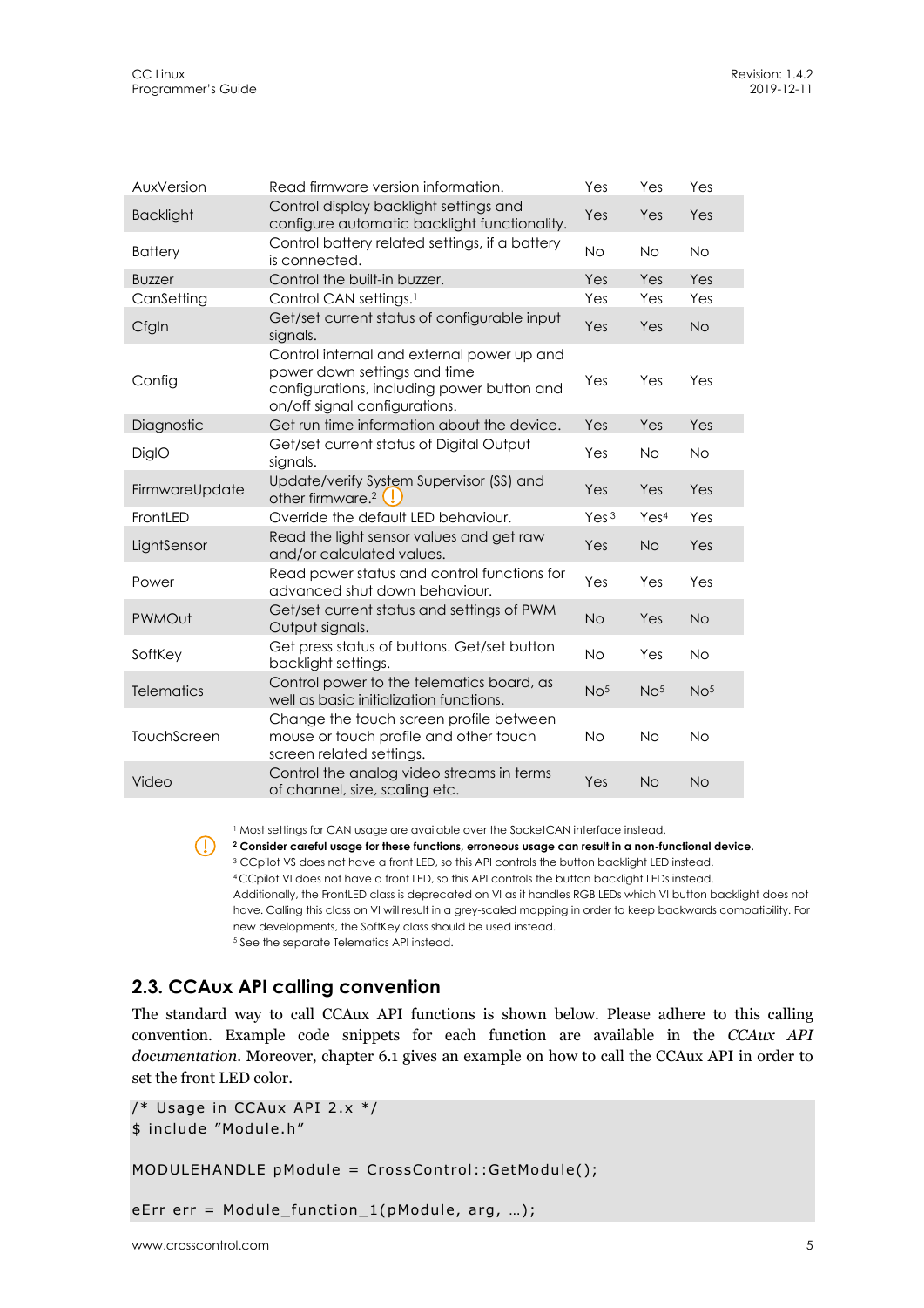| | | | | |
|---|---|---|---|---|
| AuxVersion | Read firmware version information. | Yes | Yes | Yes |
| Backlight | Control display backlight settings and configure automatic backlight functionality. | Yes | Yes | Yes |
| Battery | Control battery related settings, if a battery is connected. | No | No | No |
| Buzzer | Control the built-in buzzer. | Yes | Yes | Yes |
| CanSetting | Control CAN settings.[1] | Yes | Yes | Yes |
| CfgIn | Get/set current status of configurable input signals. | Yes | Yes | No |
| Config | Control internal and external power up and power down settings and time configurations, including power button and on/off signal configurations. | Yes | Yes | Yes |
| Diagnostic | Get run time information about the device. | Yes | Yes | Yes |
| DigIO | Get/set current status of Digital Output signals. | Yes | No | No |
| FirmwareUpdate | Update/verify System Supervisor (SS) and other firmware.[2] (!) | Yes | Yes | Yes |
| FrontLED | Override the default LED behaviour. | Yes[3] | Yes[4] | Yes |
| LightSensor | Read the light sensor values and get raw and/or calculated values. | Yes | No | Yes |
| Power | Read power status and control functions for advanced shut down behaviour. | Yes | Yes | Yes |
| PWMOut | Get/set current status and settings of PWM Output signals. | No | Yes | No |
| SoftKey | Get press status of buttons. Get/set button backlight settings. | No | Yes | No |
| Telematics | Control power to the telematics board, as well as basic initialization functions. | No[5] | No[5] | No[5] |
| TouchScreen | Change the touch screen profile between mouse or touch profile and other touch screen related settings. | No | No | No |
| Video | Control the analog video streams in terms of channel, size, scaling etc. | Yes | No | No |

[1] Most settings for CAN usage are available over the SocketCAN interface instead.
(!) **[2] Consider careful usage for these functions, erroneous usage can result in a non-functional device.**
[3] CCpilot VS does not have a front LED, so this API controls the button backlight LED instead.
[4] CCpilot VI does not have a front LED, so this API controls the button backlight LEDs instead. Additionally, the FrontLED class is deprecated on VI as it handles RGB LEDs which VI button backlight does not have. Calling this class on VI will result in a grey-scaled mapping in order to keep backwards compatibility. For new developments, the SoftKey class should be used instead.
[5] See the separate Telematics API instead.

## 2.3. CCAux API calling convention

The standard way to call CCAux API functions is shown below. Please adhere to this calling convention. Example code snippets for each function are available in the *CCAux API documentation*. Moreover, chapter 6.1 gives an example on how to call the CCAux API in order to set the front LED color.

```
/* Usage in CCAux API 2.x */
$ include "Module.h"

MODULEHANDLE pModule = CrossControl::GetModule();

eErr err = Module_function_1(pModule, arg, …);
```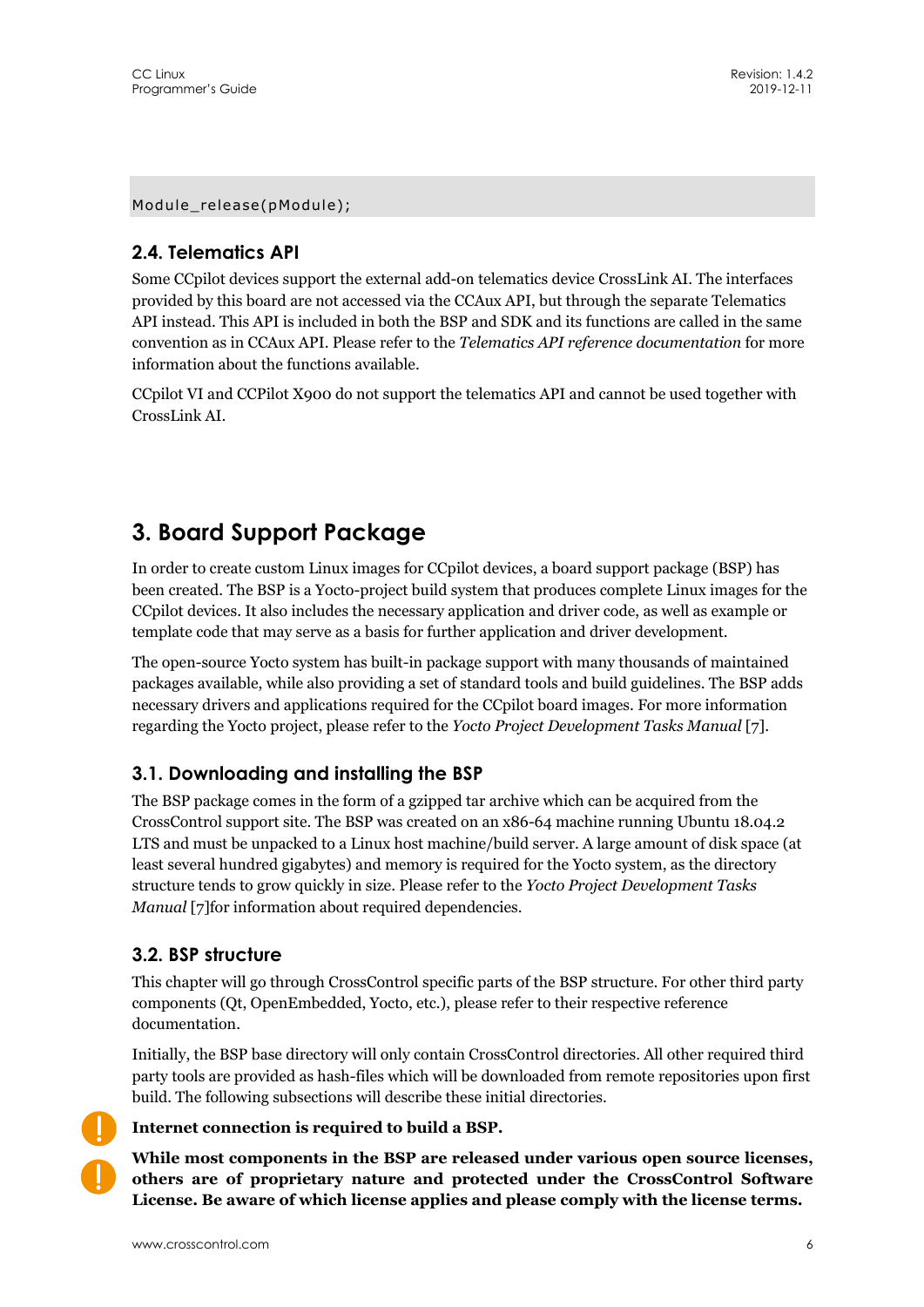```
Module_release(pModule);
```

## 2.4. Telematics API

Some CCpilot devices support the external add-on telematics device CrossLink AI. The interfaces provided by this board are not accessed via the CCAux API, but through the separate Telematics API instead. This API is included in both the BSP and SDK and its functions are called in the same convention as in CCAux API. Please refer to the *Telematics API reference documentation* for more information about the functions available.

CCpilot VI and CCPilot X900 do not support the telematics API and cannot be used together with CrossLink AI.

# 3. Board Support Package

In order to create custom Linux images for CCpilot devices, a board support package (BSP) has been created. The BSP is a Yocto-project build system that produces complete Linux images for the CCpilot devices. It also includes the necessary application and driver code, as well as example or template code that may serve as a basis for further application and driver development.

The open-source Yocto system has built-in package support with many thousands of maintained packages available, while also providing a set of standard tools and build guidelines. The BSP adds necessary drivers and applications required for the CCpilot board images. For more information regarding the Yocto project, please refer to the *Yocto Project Development Tasks Manual* [7].

## 3.1. Downloading and installing the BSP

The BSP package comes in the form of a gzipped tar archive which can be acquired from the CrossControl support site. The BSP was created on an x86-64 machine running Ubuntu 18.04.2 LTS and must be unpacked to a Linux host machine/build server. A large amount of disk space (at least several hundred gigabytes) and memory is required for the Yocto system, as the directory structure tends to grow quickly in size. Please refer to the *Yocto Project Development Tasks Manual* [7]for information about required dependencies.

## 3.2. BSP structure

This chapter will go through CrossControl specific parts of the BSP structure. For other third party components (Qt, OpenEmbedded, Yocto, etc.), please refer to their respective reference documentation.

Initially, the BSP base directory will only contain CrossControl directories. All other required third party tools are provided as hash-files which will be downloaded from remote repositories upon first build. The following subsections will describe these initial directories.

**Internet connection is required to build a BSP.**

**While most components in the BSP are released under various open source licenses, others are of proprietary nature and protected under the CrossControl Software License. Be aware of which license applies and please comply with the license terms.**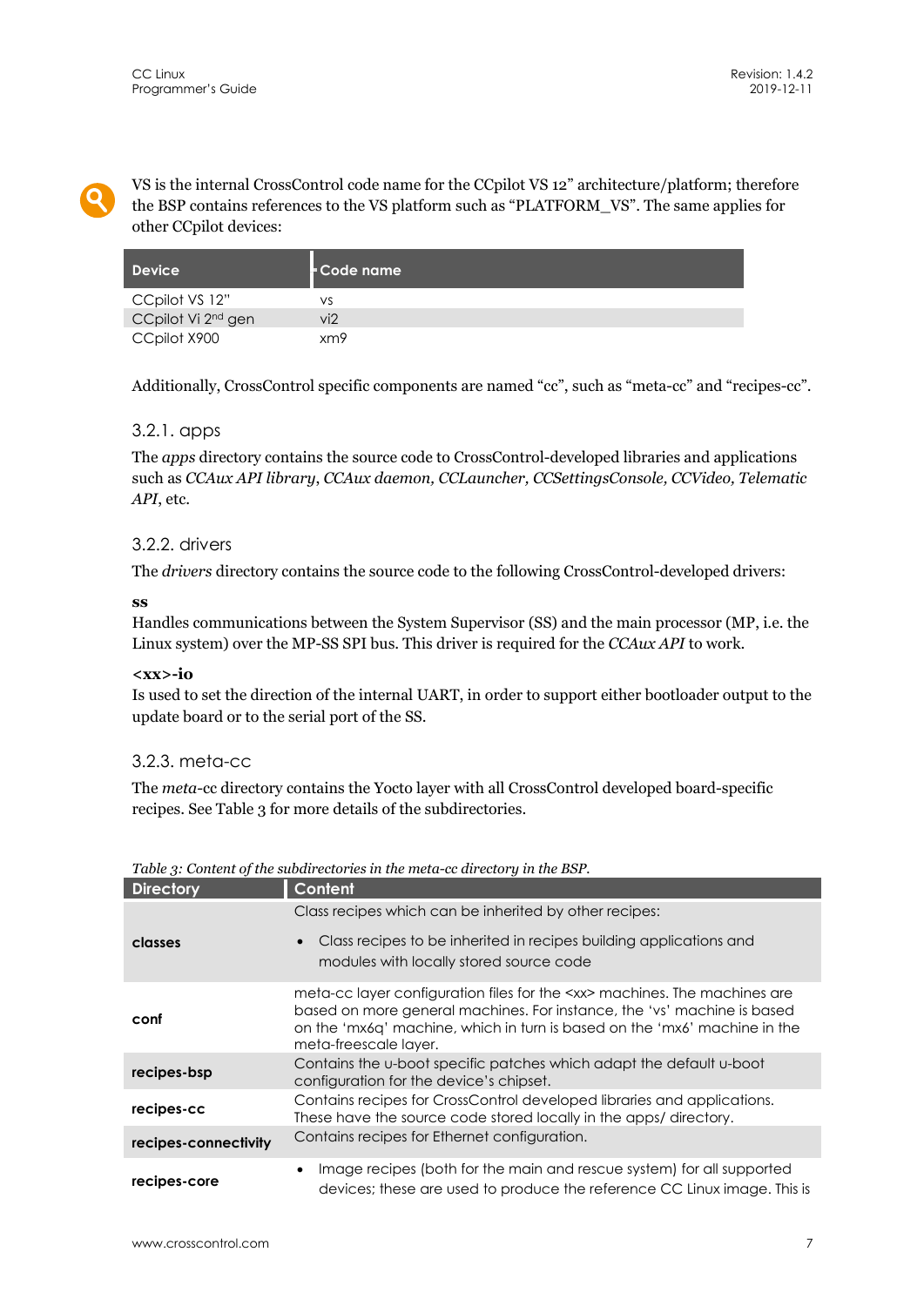VS is the internal CrossControl code name for the CCpilot VS 12" architecture/platform; therefore the BSP contains references to the VS platform such as "PLATFORM_VS". The same applies for other CCpilot devices:

| Device | Code name |
|---|---|
| CCpilot VS 12" | vs |
| CCpilot Vi 2nd gen | vi2 |
| CCpilot X900 | xm9 |

Additionally, CrossControl specific components are named "cc", such as "meta-cc" and "recipes-cc".

### 3.2.1. apps

The *apps* directory contains the source code to CrossControl-developed libraries and applications such as *CCAux API library, CCAux daemon, CCLauncher, CCSettingsConsole, CCVideo, Telematic API*, etc.

### 3.2.2. drivers

The *drivers* directory contains the source code to the following CrossControl-developed drivers:

**ss**
Handles communications between the System Supervisor (SS) and the main processor (MP, i.e. the Linux system) over the MP-SS SPI bus. This driver is required for the *CCAux API* to work.

**<xx>-io**
Is used to set the direction of the internal UART, in order to support either bootloader output to the update board or to the serial port of the SS.

### 3.2.3. meta-cc

The *meta*-cc directory contains the Yocto layer with all CrossControl developed board-specific recipes. See Table 3 for more details of the subdirectories.

*Table 3: Content of the subdirectories in the meta-cc directory in the BSP.*

| Directory | Content |
|---|---|
| **classes** | Class recipes which can be inherited by other recipes:<br>• Class recipes to be inherited in recipes building applications and modules with locally stored source code |
| **conf** | meta-cc layer configuration files for the <xx> machines. The machines are based on more general machines. For instance, the 'vs' machine is based on the 'mx6q' machine, which in turn is based on the 'mx6' machine in the meta-freescale layer. |
| **recipes-bsp** | Contains the u-boot specific patches which adapt the default u-boot configuration for the device's chipset. |
| **recipes-cc** | Contains recipes for CrossControl developed libraries and applications. These have the source code stored locally in the apps/ directory. |
| **recipes-connectivity** | Contains recipes for Ethernet configuration. |
| **recipes-core** | • Image recipes (both for the main and rescue system) for all supported devices; these are used to produce the reference CC Linux image. This is |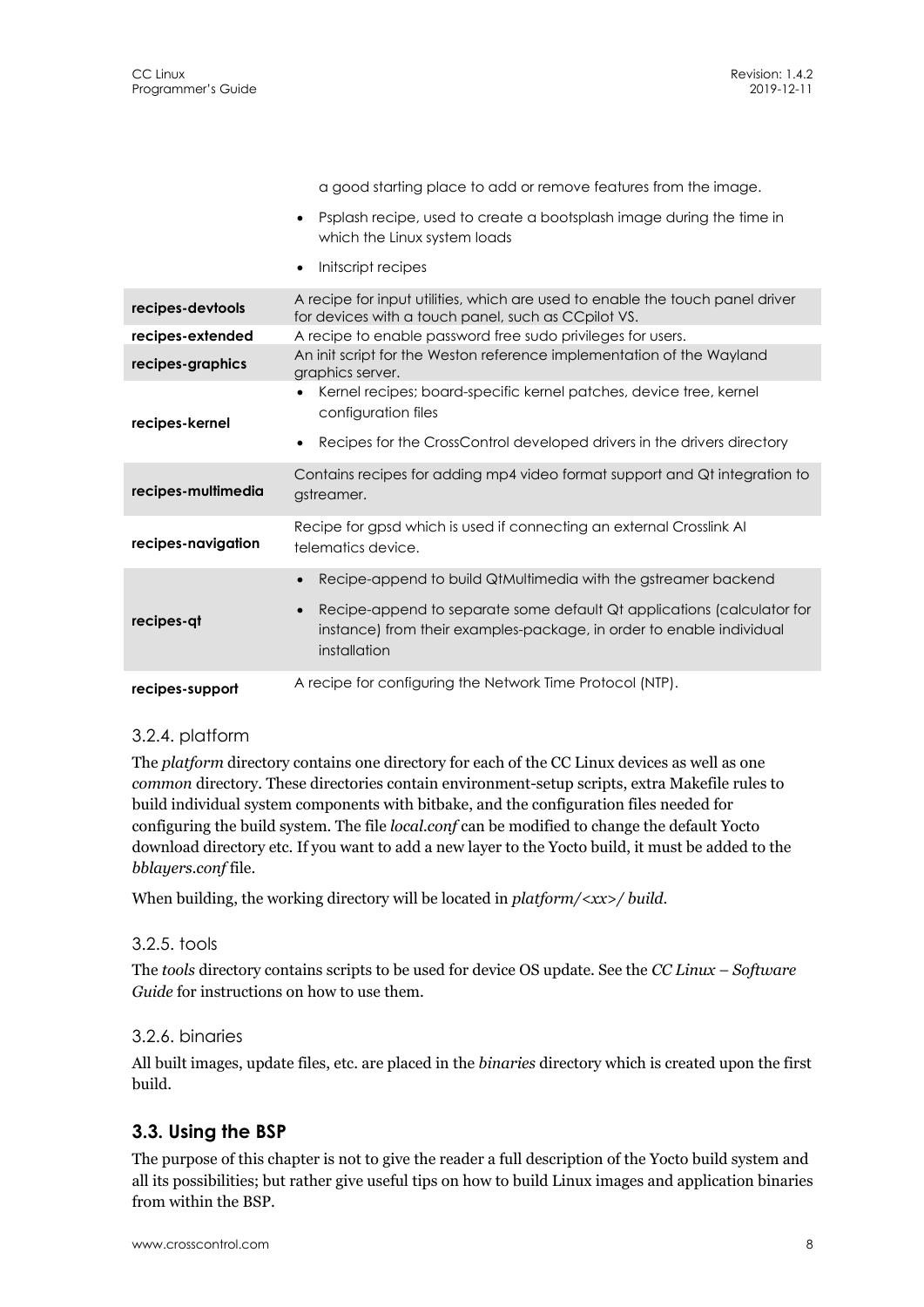|  |  |
| --- | --- |
|  | a good starting place to add or remove features from the image.<br>• Psplash recipe, used to create a bootsplash image during the time in which the Linux system loads<br>• Initscript recipes |
| **recipes-devtools** | A recipe for input utilities, which are used to enable the touch panel driver for devices with a touch panel, such as CCpilot VS. |
| **recipes-extended** | A recipe to enable password free sudo privileges for users. |
| **recipes-graphics** | An init script for the Weston reference implementation of the Wayland graphics server. |
| **recipes-kernel** | • Kernel recipes; board-specific kernel patches, device tree, kernel configuration files<br>• Recipes for the CrossControl developed drivers in the drivers directory |
| **recipes-multimedia** | Contains recipes for adding mp4 video format support and Qt integration to gstreamer. |
| **recipes-navigation** | Recipe for gpsd which is used if connecting an external Crosslink AI telematics device. |
| **recipes-qt** | • Recipe-append to build QtMultimedia with the gstreamer backend<br>• Recipe-append to separate some default Qt applications (calculator for instance) from their examples-package, in order to enable individual installation |
| **recipes-support** | A recipe for configuring the Network Time Protocol (NTP). |

### 3.2.4. platform

The *platform* directory contains one directory for each of the CC Linux devices as well as one *common* directory. These directories contain environment-setup scripts, extra Makefile rules to build individual system components with bitbake, and the configuration files needed for configuring the build system. The file *local.conf* can be modified to change the default Yocto download directory etc. If you want to add a new layer to the Yocto build, it must be added to the *bblayers.conf* file.

When building, the working directory will be located in *platform/<xx>/ build*.

### 3.2.5. tools

The *tools* directory contains scripts to be used for device OS update. See the *CC Linux – Software Guide* for instructions on how to use them.

### 3.2.6. binaries

All built images, update files, etc. are placed in the *binaries* directory which is created upon the first build.

## 3.3. Using the BSP

The purpose of this chapter is not to give the reader a full description of the Yocto build system and all its possibilities; but rather give useful tips on how to build Linux images and application binaries from within the BSP.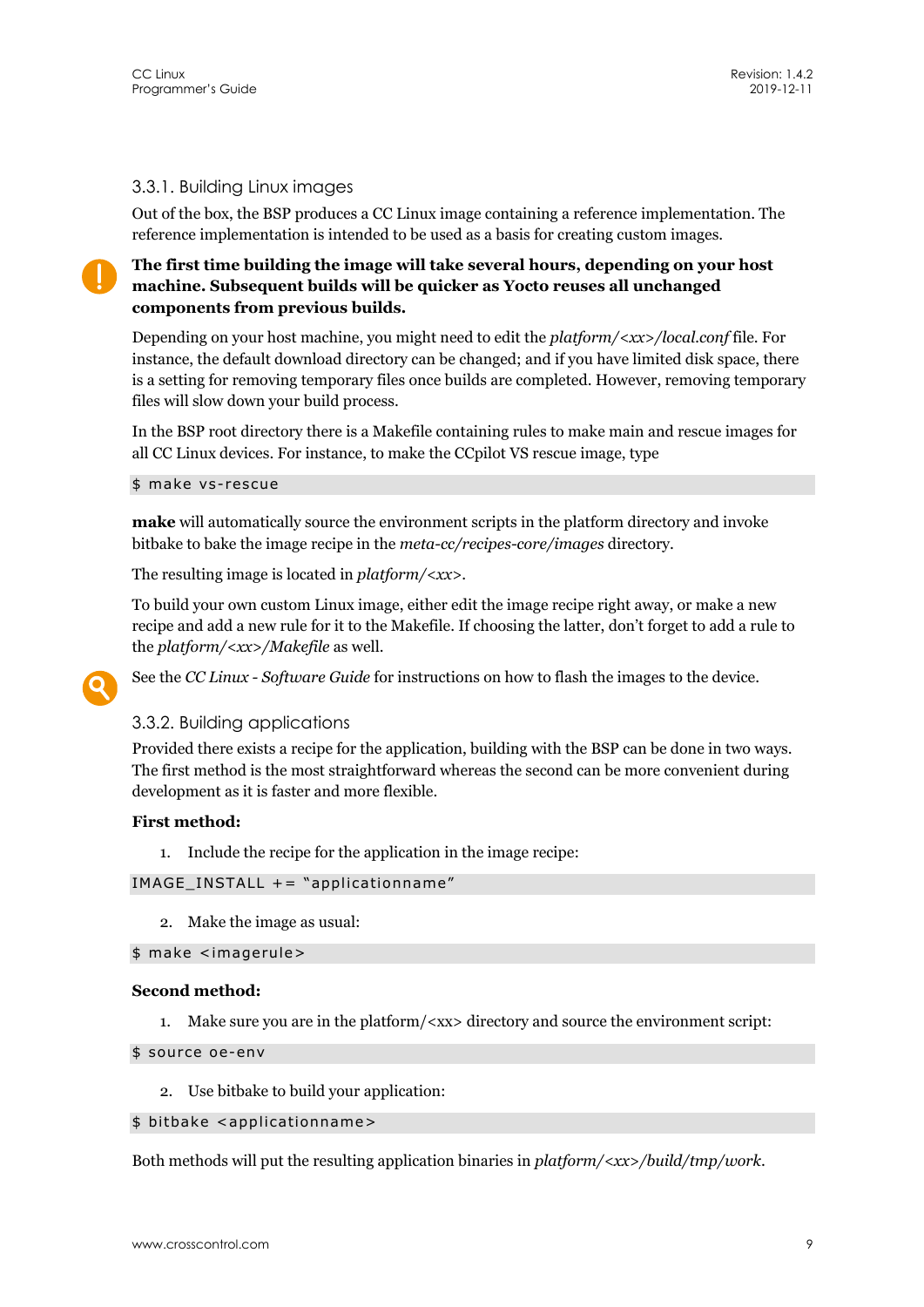### 3.3.1. Building Linux images

Out of the box, the BSP produces a CC Linux image containing a reference implementation. The reference implementation is intended to be used as a basis for creating custom images.

**The first time building the image will take several hours, depending on your host machine. Subsequent builds will be quicker as Yocto reuses all unchanged components from previous builds.**

Depending on your host machine, you might need to edit the *platform/<xx>/local.conf* file. For instance, the default download directory can be changed; and if you have limited disk space, there is a setting for removing temporary files once builds are completed. However, removing temporary files will slow down your build process.

In the BSP root directory there is a Makefile containing rules to make main and rescue images for all CC Linux devices. For instance, to make the CCpilot VS rescue image, type

```
$ make vs-rescue
```

**make** will automatically source the environment scripts in the platform directory and invoke bitbake to bake the image recipe in the *meta-cc/recipes-core/images* directory.

The resulting image is located in *platform/<xx>*.

To build your own custom Linux image, either edit the image recipe right away, or make a new recipe and add a new rule for it to the Makefile. If choosing the latter, don't forget to add a rule to the *platform/<xx>/Makefile* as well.

See the *CC Linux - Software Guide* for instructions on how to flash the images to the device.

### 3.3.2. Building applications

Provided there exists a recipe for the application, building with the BSP can be done in two ways. The first method is the most straightforward whereas the second can be more convenient during development as it is faster and more flexible.

**First method:**

1. Include the recipe for the application in the image recipe:

```
IMAGE_INSTALL += "applicationname"
```

2. Make the image as usual:

```
$ make <imagerule>
```

**Second method:**

1. Make sure you are in the platform/<xx> directory and source the environment script:

```
$ source oe-env
```

2. Use bitbake to build your application:

```
$ bitbake <applicationname>
```

Both methods will put the resulting application binaries in *platform/<xx>/build/tmp/work*.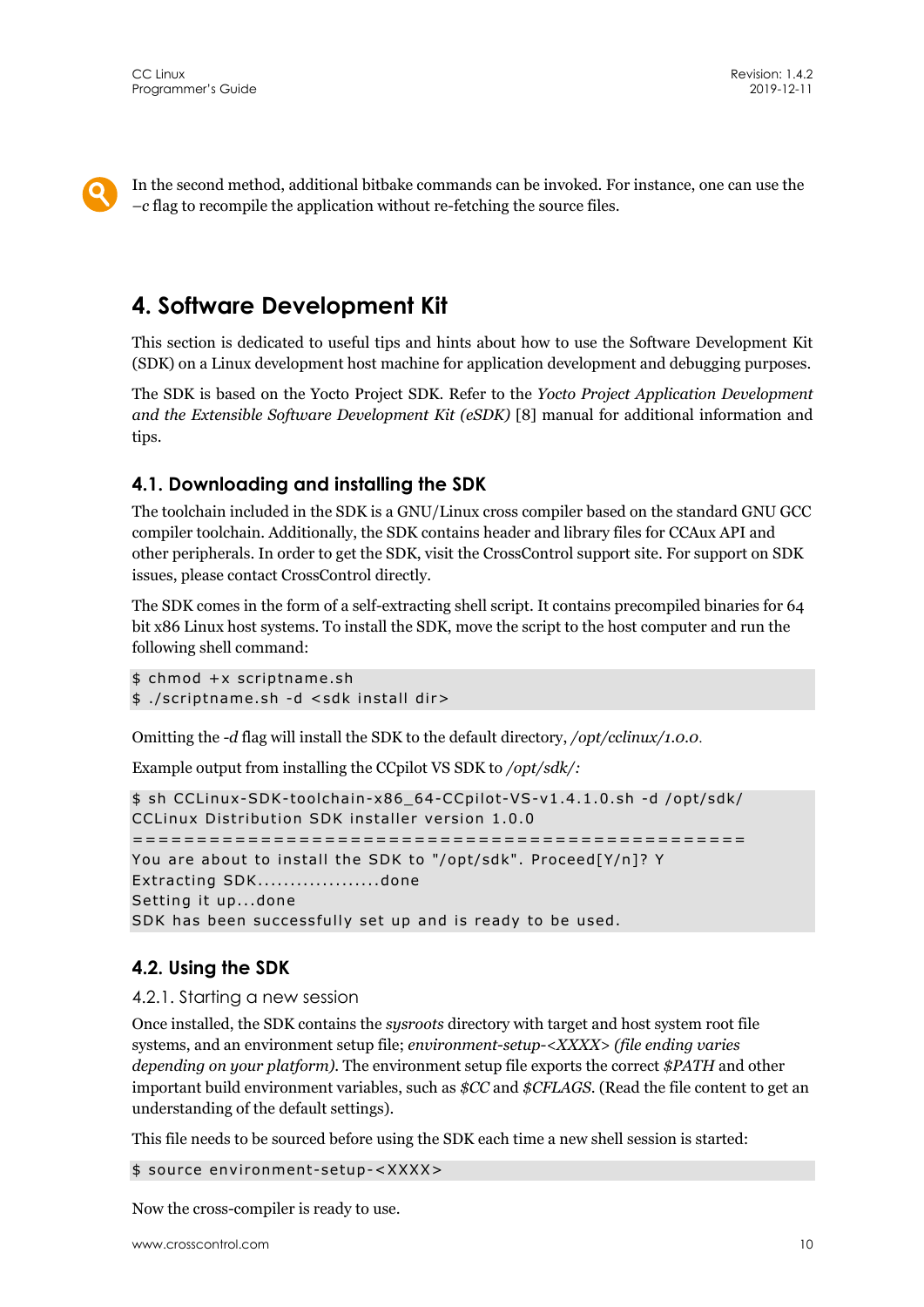In the second method, additional bitbake commands can be invoked. For instance, one can use the *–c* flag to recompile the application without re-fetching the source files.

# 4. Software Development Kit

This section is dedicated to useful tips and hints about how to use the Software Development Kit (SDK) on a Linux development host machine for application development and debugging purposes.

The SDK is based on the Yocto Project SDK. Refer to the *Yocto Project Application Development and the Extensible Software Development Kit (eSDK)* [8] manual for additional information and tips.

## 4.1. Downloading and installing the SDK

The toolchain included in the SDK is a GNU/Linux cross compiler based on the standard GNU GCC compiler toolchain. Additionally, the SDK contains header and library files for CCAux API and other peripherals. In order to get the SDK, visit the CrossControl support site. For support on SDK issues, please contact CrossControl directly.

The SDK comes in the form of a self-extracting shell script. It contains precompiled binaries for 64 bit x86 Linux host systems. To install the SDK, move the script to the host computer and run the following shell command:

```
$ chmod +x scriptname.sh
$ ./scriptname.sh -d <sdk install dir>
```

Omitting the *-d* flag will install the SDK to the default directory, */opt/cclinux/1.0.0*.

Example output from installing the CCpilot VS SDK to */opt/sdk/:*

```
$ sh CCLinux-SDK-toolchain-x86_64-CCpilot-VS-v1.4.1.0.sh -d /opt/sdk/
CCLinux Distribution SDK installer version 1.0.0
================================================
You are about to install the SDK to "/opt/sdk". Proceed[Y/n]? Y
Extracting SDK..................done
Setting it up...done
SDK has been successfully set up and is ready to be used.
```

## 4.2. Using the SDK

### 4.2.1. Starting a new session

Once installed, the SDK contains the *sysroots* directory with target and host system root file systems, and an environment setup file; *environment-setup-<XXXX> (file ending varies depending on your platform).* The environment setup file exports the correct *$PATH* and other important build environment variables, such as *$CC* and *$CFLAGS*. (Read the file content to get an understanding of the default settings).

This file needs to be sourced before using the SDK each time a new shell session is started:

```
$ source environment-setup-<XXXX>
```

Now the cross-compiler is ready to use.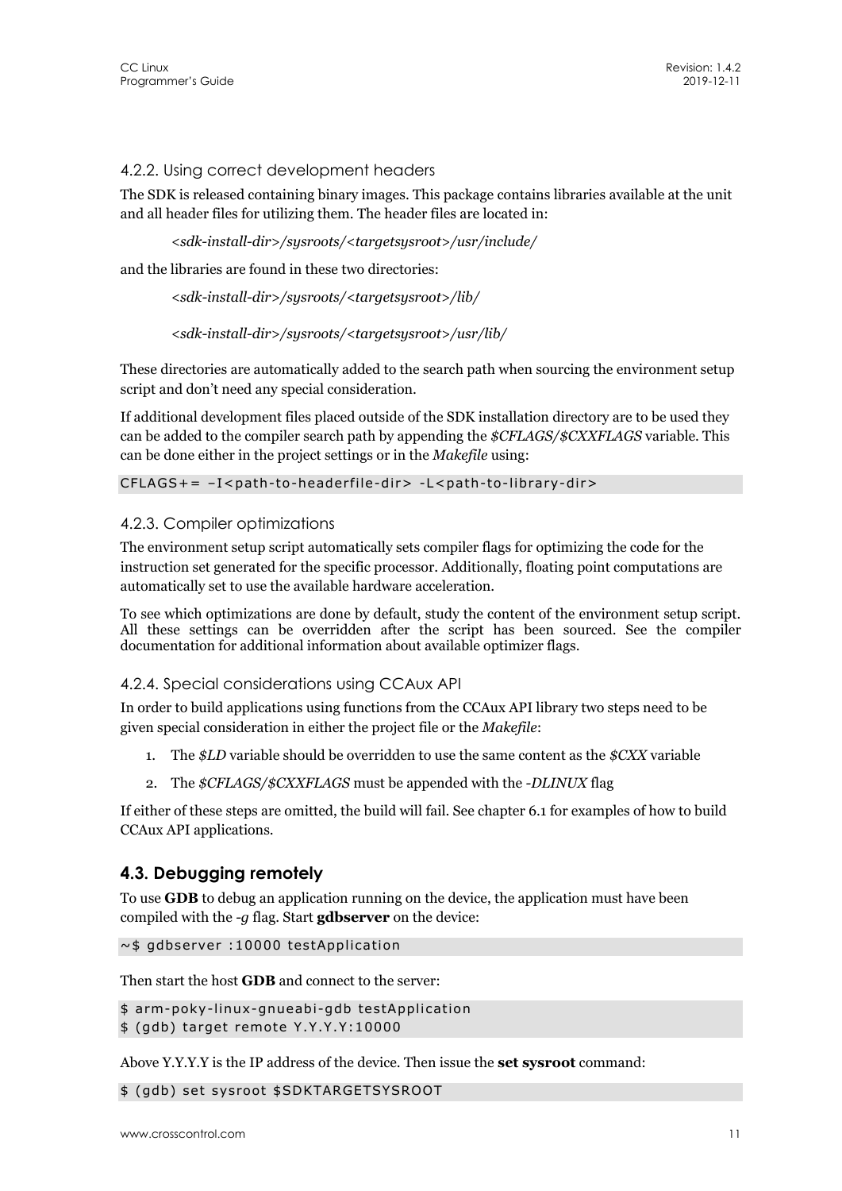### 4.2.2. Using correct development headers

The SDK is released containing binary images. This package contains libraries available at the unit and all header files for utilizing them. The header files are located in:

*<sdk-install-dir>/sysroots/<targetsysroot>/usr/include/*

and the libraries are found in these two directories:

*<sdk-install-dir>/sysroots/<targetsysroot>/lib/*

*<sdk-install-dir>/sysroots/<targetsysroot>/usr/lib/*

These directories are automatically added to the search path when sourcing the environment setup script and don't need any special consideration.

If additional development files placed outside of the SDK installation directory are to be used they can be added to the compiler search path by appending the *$CFLAGS/$CXXFLAGS* variable. This can be done either in the project settings or in the *Makefile* using:

```
CFLAGS+= –I<path-to-headerfile-dir> -L<path-to-library-dir>
```

### 4.2.3. Compiler optimizations

The environment setup script automatically sets compiler flags for optimizing the code for the instruction set generated for the specific processor. Additionally, floating point computations are automatically set to use the available hardware acceleration.

To see which optimizations are done by default, study the content of the environment setup script. All these settings can be overridden after the script has been sourced. See the compiler documentation for additional information about available optimizer flags.

### 4.2.4. Special considerations using CCAux API

In order to build applications using functions from the CCAux API library two steps need to be given special consideration in either the project file or the *Makefile*:

1. The *$LD* variable should be overridden to use the same content as the *$CXX* variable
2. The *$CFLAGS/$CXXFLAGS* must be appended with the *-DLINUX* flag

If either of these steps are omitted, the build will fail. See chapter 6.1 for examples of how to build CCAux API applications.

## 4.3. Debugging remotely

To use **GDB** to debug an application running on the device, the application must have been compiled with the *-g* flag. Start **gdbserver** on the device:

```
~$ gdbserver :10000 testApplication
```

Then start the host **GDB** and connect to the server:

```
$ arm-poky-linux-gnueabi-gdb testApplication
$ (gdb) target remote Y.Y.Y.Y:10000
```

Above Y.Y.Y.Y is the IP address of the device. Then issue the **set sysroot** command:

```
$ (gdb) set sysroot $SDKTARGETSYSROOT
```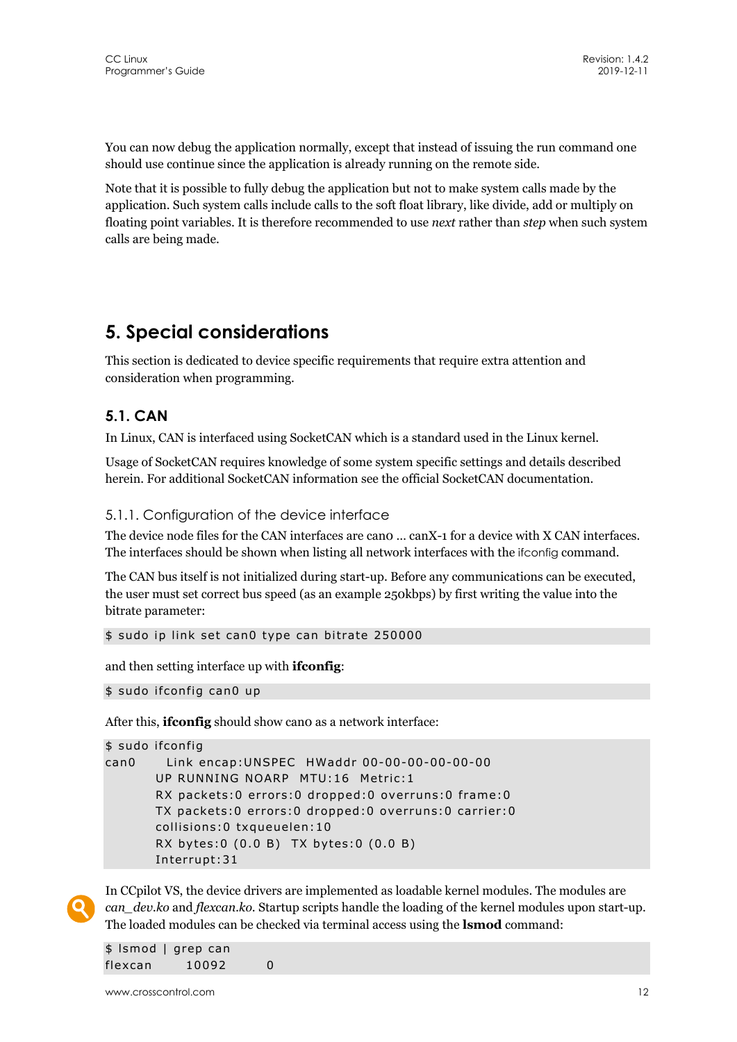You can now debug the application normally, except that instead of issuing the run command one should use continue since the application is already running on the remote side.

Note that it is possible to fully debug the application but not to make system calls made by the application. Such system calls include calls to the soft float library, like divide, add or multiply on floating point variables. It is therefore recommended to use *next* rather than *step* when such system calls are being made.

# 5. Special considerations

This section is dedicated to device specific requirements that require extra attention and consideration when programming.

## 5.1. CAN

In Linux, CAN is interfaced using SocketCAN which is a standard used in the Linux kernel.

Usage of SocketCAN requires knowledge of some system specific settings and details described herein. For additional SocketCAN information see the official SocketCAN documentation.

### 5.1.1. Configuration of the device interface

The device node files for the CAN interfaces are can0 … canX-1 for a device with X CAN interfaces. The interfaces should be shown when listing all network interfaces with the ifconfig command.

The CAN bus itself is not initialized during start-up. Before any communications can be executed, the user must set correct bus speed (as an example 250kbps) by first writing the value into the bitrate parameter:

```
$ sudo ip link set can0 type can bitrate 250000
```

and then setting interface up with **ifconfig**:

```
$ sudo ifconfig can0 up
```

After this, **ifconfig** should show can0 as a network interface:

```
$ sudo ifconfig
can0      Link encap:UNSPEC  HWaddr 00-00-00-00-00-00
          UP RUNNING NOARP  MTU:16  Metric:1
          RX packets:0 errors:0 dropped:0 overruns:0 frame:0
          TX packets:0 errors:0 dropped:0 overruns:0 carrier:0
          collisions:0 txqueuelen:10
          RX bytes:0 (0.0 B)  TX bytes:0 (0.0 B)
          Interrupt:31
```

In CCpilot VS, the device drivers are implemented as loadable kernel modules. The modules are *can_dev.ko* and *flexcan.ko*. Startup scripts handle the loading of the kernel modules upon start-up. The loaded modules can be checked via terminal access using the **lsmod** command:

```
$ lsmod | grep can
flexcan      10092      0
```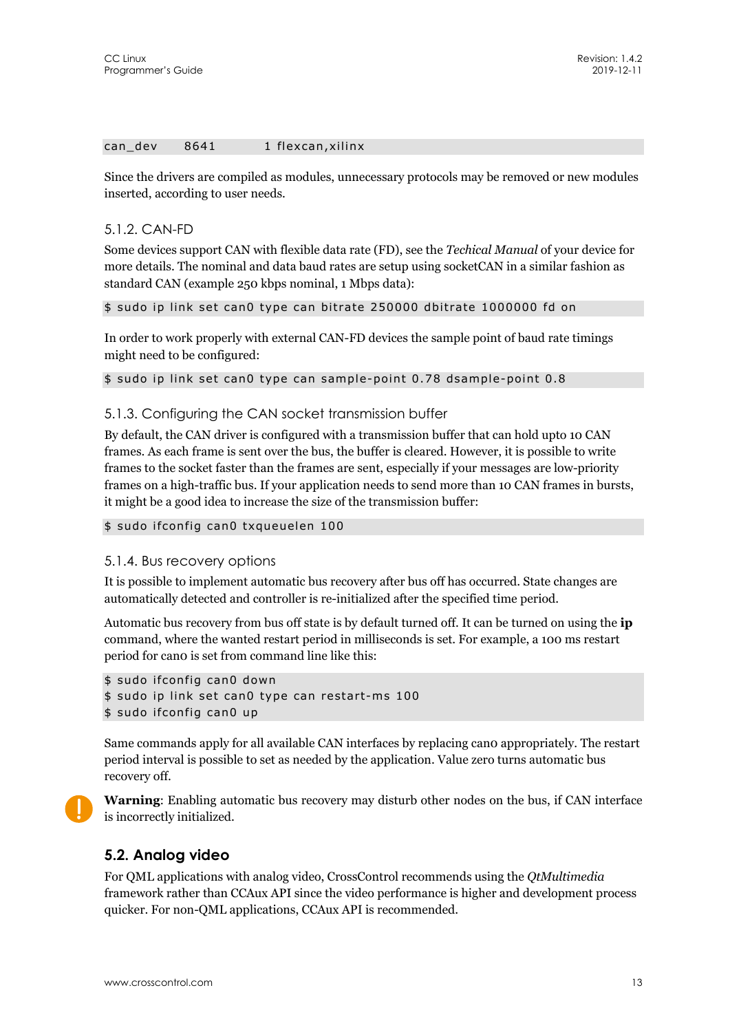```
can_dev    8641        1 flexcan,xilinx
```

Since the drivers are compiled as modules, unnecessary protocols may be removed or new modules inserted, according to user needs.

### 5.1.2. CAN-FD

Some devices support CAN with flexible data rate (FD), see the *Techical Manual* of your device for more details. The nominal and data baud rates are setup using socketCAN in a similar fashion as standard CAN (example 250 kbps nominal, 1 Mbps data):

```
$ sudo ip link set can0 type can bitrate 250000 dbitrate 1000000 fd on
```

In order to work properly with external CAN-FD devices the sample point of baud rate timings might need to be configured:

```
$ sudo ip link set can0 type can sample-point 0.78 dsample-point 0.8
```

### 5.1.3. Configuring the CAN socket transmission buffer

By default, the CAN driver is configured with a transmission buffer that can hold upto 10 CAN frames. As each frame is sent over the bus, the buffer is cleared. However, it is possible to write frames to the socket faster than the frames are sent, especially if your messages are low-priority frames on a high-traffic bus. If your application needs to send more than 10 CAN frames in bursts, it might be a good idea to increase the size of the transmission buffer:

```
$ sudo ifconfig can0 txqueuelen 100
```

### 5.1.4. Bus recovery options

It is possible to implement automatic bus recovery after bus off has occurred. State changes are automatically detected and controller is re-initialized after the specified time period.

Automatic bus recovery from bus off state is by default turned off. It can be turned on using the **ip** command, where the wanted restart period in milliseconds is set. For example, a 100 ms restart period for can0 is set from command line like this:

```
$ sudo ifconfig can0 down
$ sudo ip link set can0 type can restart-ms 100
$ sudo ifconfig can0 up
```

Same commands apply for all available CAN interfaces by replacing can0 appropriately. The restart period interval is possible to set as needed by the application. Value zero turns automatic bus recovery off.

**Warning**: Enabling automatic bus recovery may disturb other nodes on the bus, if CAN interface is incorrectly initialized.

## 5.2. Analog video

For QML applications with analog video, CrossControl recommends using the *QtMultimedia* framework rather than CCAux API since the video performance is higher and development process quicker. For non-QML applications, CCAux API is recommended.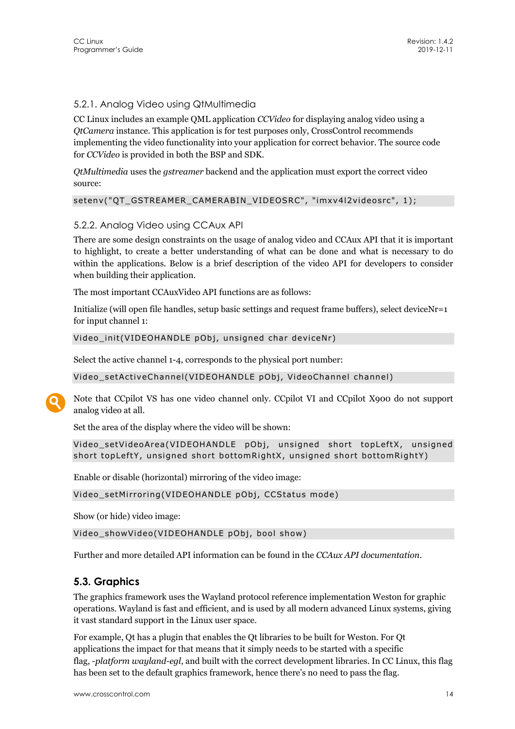### 5.2.1. Analog Video using QtMultimedia

CC Linux includes an example QML application *CCVideo* for displaying analog video using a *QtCamera* instance. This application is for test purposes only, CrossControl recommends implementing the video functionality into your application for correct behavior. The source code for *CCVideo* is provided in both the BSP and SDK.

*QtMultimedia* uses the *gstreamer* backend and the application must export the correct video source:

```
setenv("QT_GSTREAMER_CAMERABIN_VIDEOSRC", "imxv4l2videosrc", 1);
```

### 5.2.2. Analog Video using CCAux API

There are some design constraints on the usage of analog video and CCAux API that it is important to highlight, to create a better understanding of what can be done and what is necessary to do within the applications. Below is a brief description of the video API for developers to consider when building their application.

The most important CCAuxVideo API functions are as follows:

Initialize (will open file handles, setup basic settings and request frame buffers), select deviceNr=1 for input channel 1:

```
Video_init(VIDEOHANDLE pObj, unsigned char deviceNr)
```

Select the active channel 1-4, corresponds to the physical port number:

```
Video_setActiveChannel(VIDEOHANDLE pObj, VideoChannel channel)
```

Note that CCpilot VS has one video channel only. CCpilot VI and CCpilot X900 do not support analog video at all.

Set the area of the display where the video will be shown:

```
Video_setVideoArea(VIDEOHANDLE pObj, unsigned short topLeftX, unsigned short topLeftY, unsigned short bottomRightX, unsigned short bottomRightY)
```

Enable or disable (horizontal) mirroring of the video image:

```
Video_setMirroring(VIDEOHANDLE pObj, CCStatus mode)
```

Show (or hide) video image:

```
Video_showVideo(VIDEOHANDLE pObj, bool show)
```

Further and more detailed API information can be found in the *CCAux API documentation*.

## 5.3. Graphics

The graphics framework uses the Wayland protocol reference implementation Weston for graphic operations. Wayland is fast and efficient, and is used by all modern advanced Linux systems, giving it vast standard support in the Linux user space.

For example, Qt has a plugin that enables the Qt libraries to be built for Weston. For Qt applications the impact for that means that it simply needs to be started with a specific flag, *-platform wayland-egl*, and built with the correct development libraries. In CC Linux, this flag has been set to the default graphics framework, hence there's no need to pass the flag.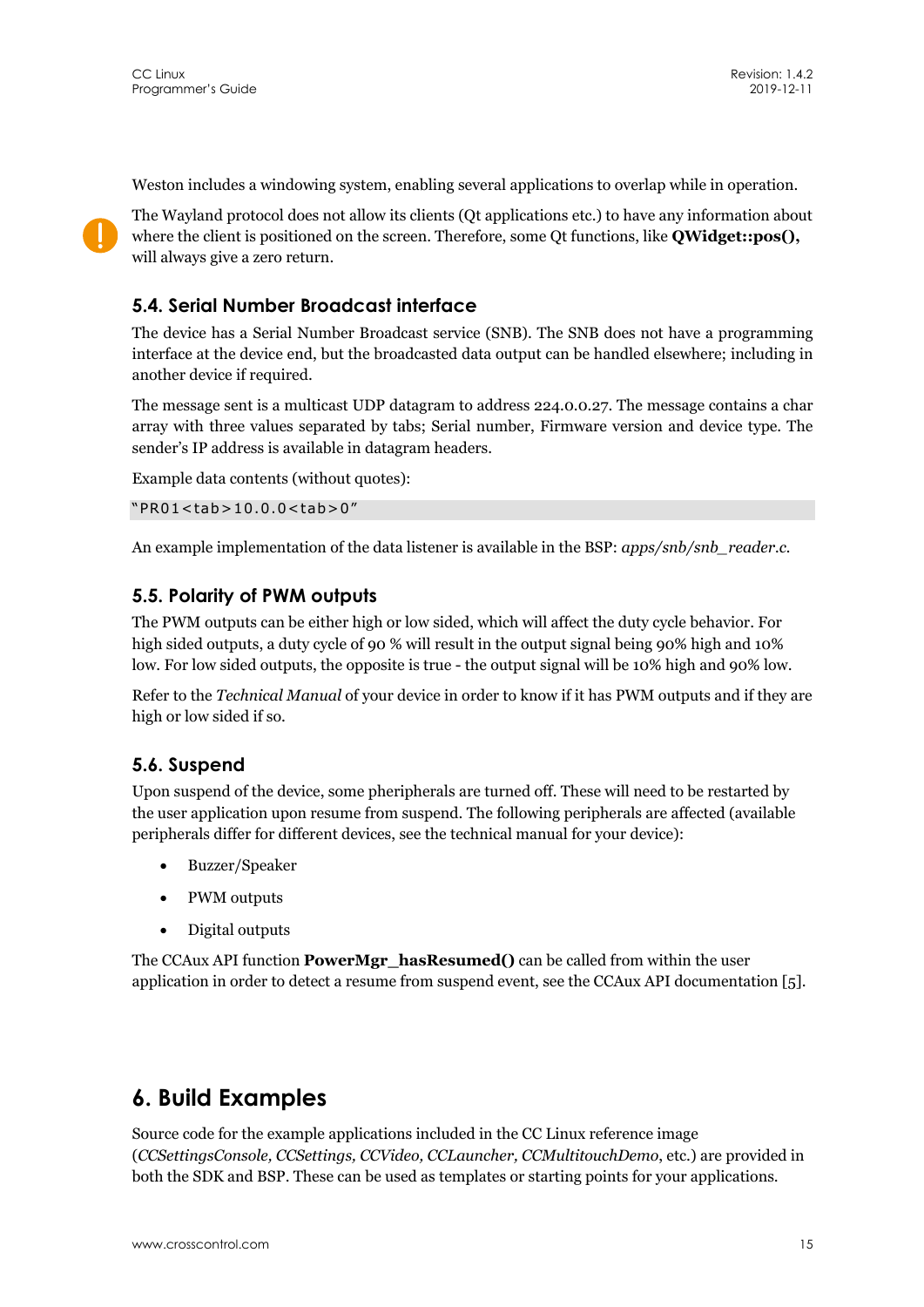Weston includes a windowing system, enabling several applications to overlap while in operation.

The Wayland protocol does not allow its clients (Qt applications etc.) to have any information about where the client is positioned on the screen. Therefore, some Qt functions, like **QWidget::pos(),** will always give a zero return.

## 5.4. Serial Number Broadcast interface

The device has a Serial Number Broadcast service (SNB). The SNB does not have a programming interface at the device end, but the broadcasted data output can be handled elsewhere; including in another device if required.

The message sent is a multicast UDP datagram to address 224.0.0.27. The message contains a char array with three values separated by tabs; Serial number, Firmware version and device type. The sender's IP address is available in datagram headers.

Example data contents (without quotes):

```
"PR01<tab>10.0.0<tab>0"
```

An example implementation of the data listener is available in the BSP: *apps/snb/snb_reader.c*.

## 5.5. Polarity of PWM outputs

The PWM outputs can be either high or low sided, which will affect the duty cycle behavior. For high sided outputs, a duty cycle of 90 % will result in the output signal being 90% high and 10% low. For low sided outputs, the opposite is true - the output signal will be 10% high and 90% low.

Refer to the *Technical Manual* of your device in order to know if it has PWM outputs and if they are high or low sided if so.

## 5.6. Suspend

Upon suspend of the device, some pheripherals are turned off. These will need to be restarted by the user application upon resume from suspend. The following peripherals are affected (available peripherals differ for different devices, see the technical manual for your device):

- Buzzer/Speaker
- PWM outputs
- Digital outputs

The CCAux API function **PowerMgr_hasResumed()** can be called from within the user application in order to detect a resume from suspend event, see the CCAux API documentation [5].

# 6. Build Examples

Source code for the example applications included in the CC Linux reference image (*CCSettingsConsole, CCSettings, CCVideo, CCLauncher, CCMultitouchDemo*, etc.) are provided in both the SDK and BSP. These can be used as templates or starting points for your applications.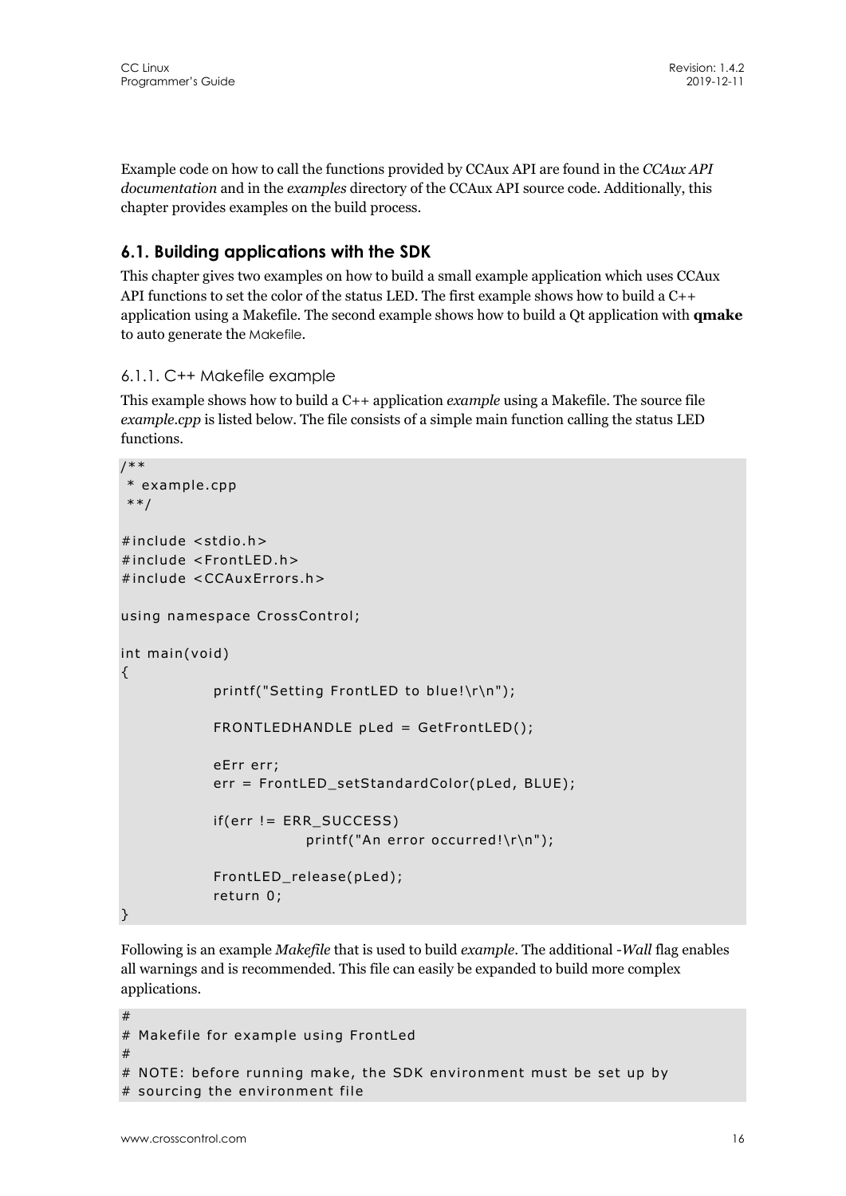Example code on how to call the functions provided by CCAux API are found in the *CCAux API documentation* and in the *examples* directory of the CCAux API source code. Additionally, this chapter provides examples on the build process.

## 6.1. Building applications with the SDK

This chapter gives two examples on how to build a small example application which uses CCAux API functions to set the color of the status LED. The first example shows how to build a C++ application using a Makefile. The second example shows how to build a Qt application with **qmake** to auto generate the Makefile.

### 6.1.1. C++ Makefile example

This example shows how to build a C++ application *example* using a Makefile. The source file *example.cpp* is listed below. The file consists of a simple main function calling the status LED functions.

```
/**
 * example.cpp
 **/

#include <stdio.h>
#include <FrontLED.h>
#include <CCAuxErrors.h>

using namespace CrossControl;

int main(void)
{
	printf("Setting FrontLED to blue!\r\n");

	FRONTLEDHANDLE pLed = GetFrontLED();

	eErr err;
	err = FrontLED_setStandardColor(pLed, BLUE);

	if(err != ERR_SUCCESS)
		printf("An error occurred!\r\n");

	FrontLED_release(pLed);
	return 0;
}
```

Following is an example *Makefile* that is used to build *example*. The additional *-Wall* flag enables all warnings and is recommended. This file can easily be expanded to build more complex applications.

```
#
# Makefile for example using FrontLed
#
# NOTE: before running make, the SDK environment must be set up by
# sourcing the environment file
```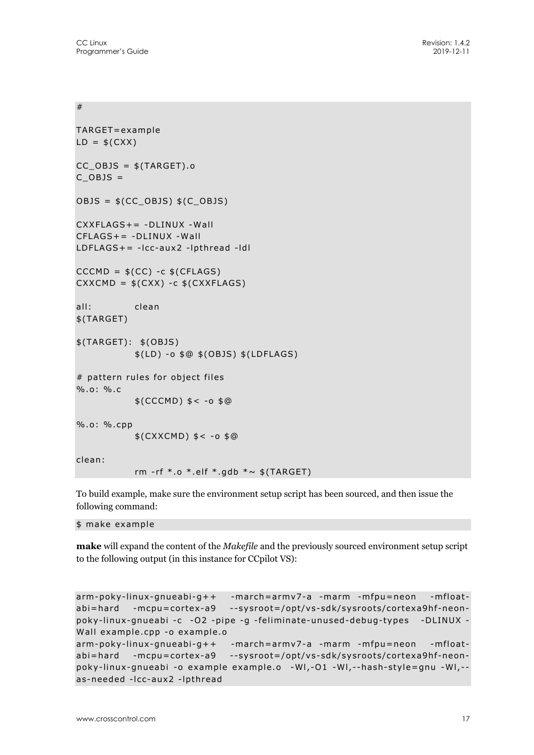```
#

TARGET=example
LD = $(CXX)

CC_OBJS = $(TARGET).o
C_OBJS =

OBJS = $(CC_OBJS) $(C_OBJS)

CXXFLAGS+= -DLINUX -Wall
CFLAGS+= -DLINUX -Wall
LDFLAGS+= -lcc-aux2 -lpthread -ldl

CCCMD = $(CC) -c $(CFLAGS)
CXXCMD = $(CXX) -c $(CXXFLAGS)

all:        clean
$(TARGET)

$(TARGET):  $(OBJS)
            $(LD) -o $@ $(OBJS) $(LDFLAGS)

# pattern rules for object files
%.o: %.c
            $(CCCMD) $< -o $@

%.o: %.cpp
            $(CXXCMD) $< -o $@

clean:
            rm -rf *.o *.elf *.gdb *~ $(TARGET)
```

To build example, make sure the environment setup script has been sourced, and then issue the following command:

```
$ make example
```

**make** will expand the content of the *Makefile* and the previously sourced environment setup script to the following output (in this instance for CCpilot VS):

```
arm-poky-linux-gnueabi-g++   -march=armv7-a -marm -mfpu=neon  -mfloat-abi=hard  -mcpu=cortex-a9  --sysroot=/opt/vs-sdk/sysroots/cortexa9hf-neon-poky-linux-gnueabi -c  -O2 -pipe -g -feliminate-unused-debug-types  -DLINUX -Wall example.cpp -o example.o
arm-poky-linux-gnueabi-g++   -march=armv7-a -marm -mfpu=neon  -mfloat-abi=hard  -mcpu=cortex-a9  --sysroot=/opt/vs-sdk/sysroots/cortexa9hf-neon-poky-linux-gnueabi -o example example.o  -Wl,-O1 -Wl,--hash-style=gnu -Wl,--as-needed -lcc-aux2 -lpthread
```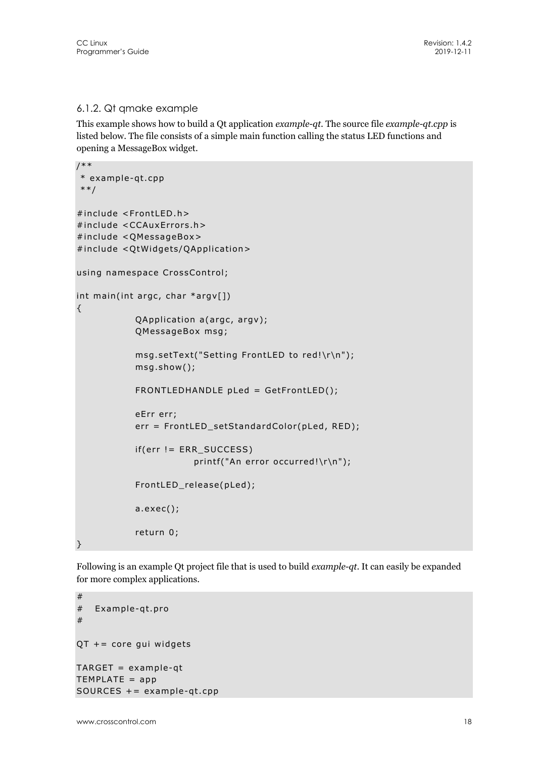### 6.1.2. Qt qmake example

This example shows how to build a Qt application *example-qt*. The source file *example-qt.cpp* is listed below. The file consists of a simple main function calling the status LED functions and opening a MessageBox widget.

```
/**
 * example-qt.cpp
 **/

#include <FrontLED.h>
#include <CCAuxErrors.h>
#include <QMessageBox>
#include <QtWidgets/QApplication>

using namespace CrossControl;

int main(int argc, char *argv[])
{
		QApplication a(argc, argv);
		QMessageBox msg;

		msg.setText("Setting FrontLED to red!\r\n");
		msg.show();

		FRONTLEDHANDLE pLed = GetFrontLED();

		eErr err;
		err = FrontLED_setStandardColor(pLed, RED);

		if(err != ERR_SUCCESS)
				printf("An error occurred!\r\n");

		FrontLED_release(pLed);

		a.exec();

		return 0;
}
```

Following is an example Qt project file that is used to build *example-qt*. It can easily be expanded for more complex applications.

```
#
#   Example-qt.pro
#

QT += core gui widgets

TARGET = example-qt
TEMPLATE = app
SOURCES += example-qt.cpp
```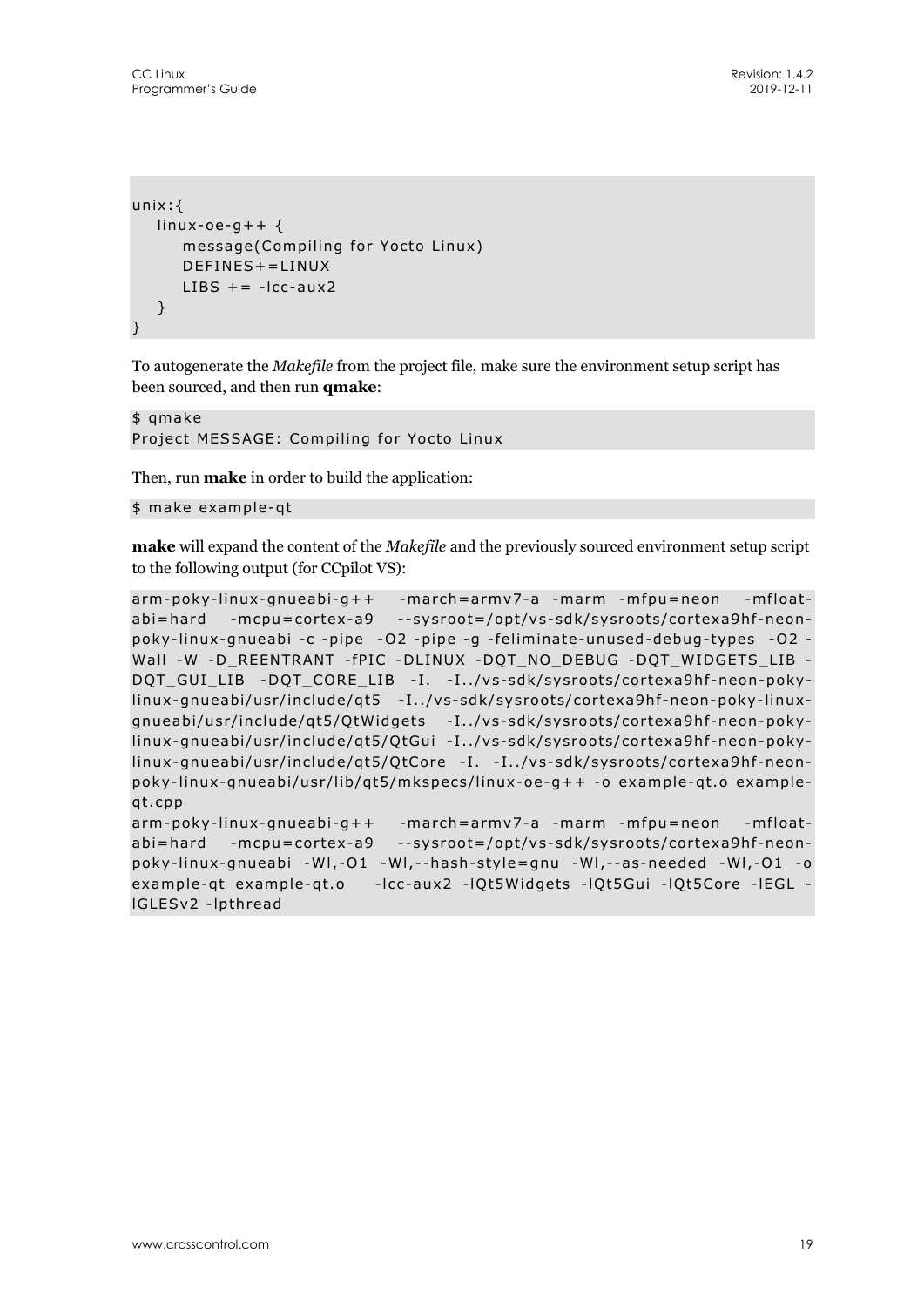```
unix:{
   linux-oe-g++ {
      message(Compiling for Yocto Linux)
      DEFINES+=LINUX
      LIBS += -lcc-aux2
   }
}
```

To autogenerate the *Makefile* from the project file, make sure the environment setup script has been sourced, and then run **qmake**:

```
$ qmake
Project MESSAGE: Compiling for Yocto Linux
```

Then, run **make** in order to build the application:

```
$ make example-qt
```

**make** will expand the content of the *Makefile* and the previously sourced environment setup script to the following output (for CCpilot VS):

```
arm-poky-linux-gnueabi-g++ -march=armv7-a -marm -mfpu=neon -mfloat-abi=hard -mcpu=cortex-a9 --sysroot=/opt/vs-sdk/sysroots/cortexa9hf-neon-poky-linux-gnueabi -c -pipe -O2 -pipe -g -feliminate-unused-debug-types -O2 -Wall -W -D_REENTRANT -fPIC -DLINUX -DQT_NO_DEBUG -DQT_WIDGETS_LIB -DQT_GUI_LIB -DQT_CORE_LIB -I. -I../vs-sdk/sysroots/cortexa9hf-neon-poky-linux-gnueabi/usr/include/qt5 -I../vs-sdk/sysroots/cortexa9hf-neon-poky-linux-gnueabi/usr/include/qt5/QtWidgets -I../vs-sdk/sysroots/cortexa9hf-neon-poky-linux-gnueabi/usr/include/qt5/QtGui -I../vs-sdk/sysroots/cortexa9hf-neon-poky-linux-gnueabi/usr/include/qt5/QtCore -I. -I../vs-sdk/sysroots/cortexa9hf-neon-poky-linux-gnueabi/usr/lib/qt5/mkspecs/linux-oe-g++ -o example-qt.o example-qt.cpp
arm-poky-linux-gnueabi-g++ -march=armv7-a -marm -mfpu=neon -mfloat-abi=hard -mcpu=cortex-a9 --sysroot=/opt/vs-sdk/sysroots/cortexa9hf-neon-poky-linux-gnueabi -Wl,-O1 -Wl,--hash-style=gnu -Wl,--as-needed -Wl,-O1 -o example-qt example-qt.o   -lcc-aux2 -lQt5Widgets -lQt5Gui -lQt5Core -lEGL -lGLESv2 -lpthread
```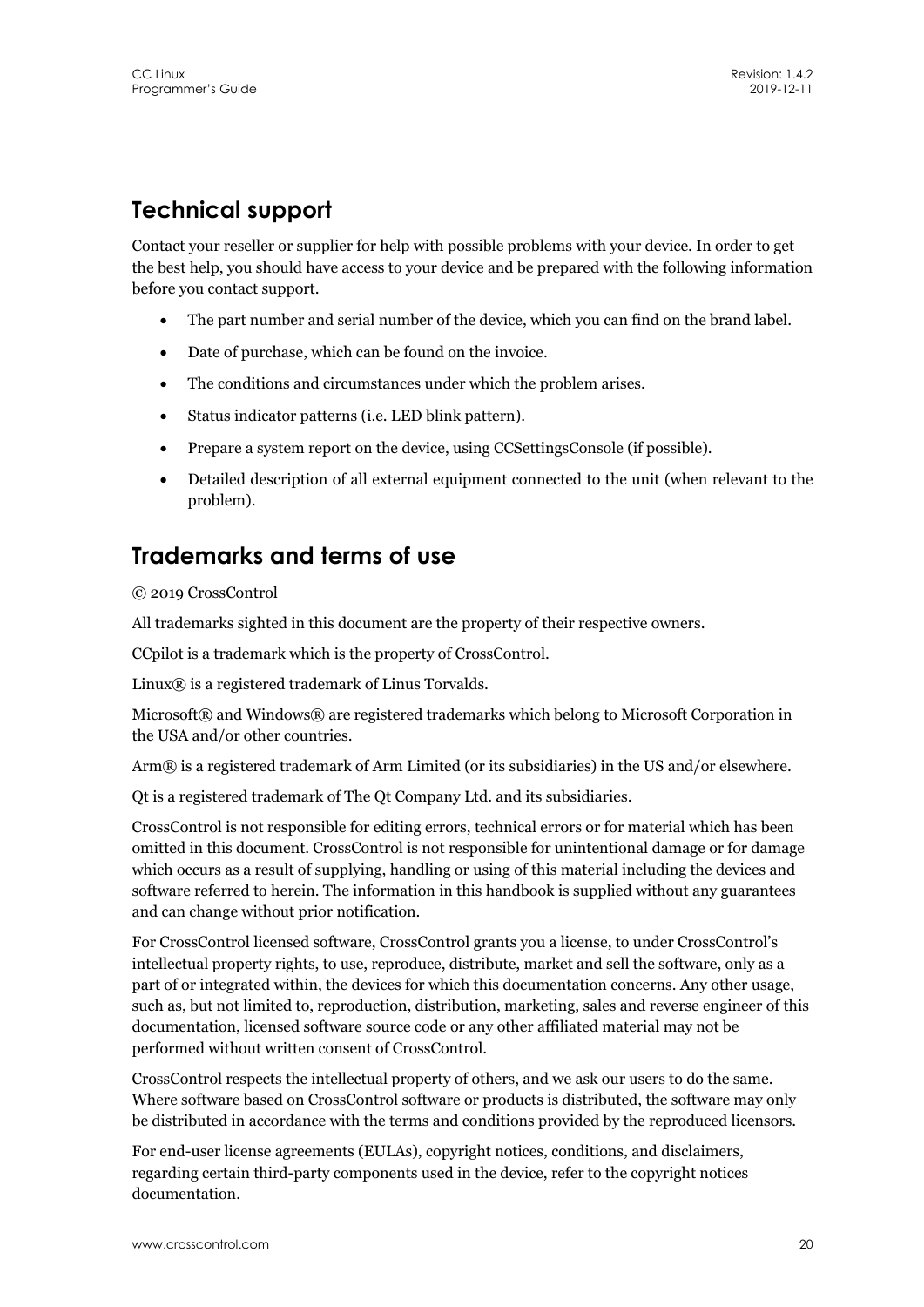## Technical support

Contact your reseller or supplier for help with possible problems with your device. In order to get the best help, you should have access to your device and be prepared with the following information before you contact support.

- The part number and serial number of the device, which you can find on the brand label.
- Date of purchase, which can be found on the invoice.
- The conditions and circumstances under which the problem arises.
- Status indicator patterns (i.e. LED blink pattern).
- Prepare a system report on the device, using CCSettingsConsole (if possible).
- Detailed description of all external equipment connected to the unit (when relevant to the problem).

## Trademarks and terms of use

© 2019 CrossControl

All trademarks sighted in this document are the property of their respective owners.

CCpilot is a trademark which is the property of CrossControl.

Linux® is a registered trademark of Linus Torvalds.

Microsoft® and Windows® are registered trademarks which belong to Microsoft Corporation in the USA and/or other countries.

Arm® is a registered trademark of Arm Limited (or its subsidiaries) in the US and/or elsewhere.

Qt is a registered trademark of The Qt Company Ltd. and its subsidiaries.

CrossControl is not responsible for editing errors, technical errors or for material which has been omitted in this document. CrossControl is not responsible for unintentional damage or for damage which occurs as a result of supplying, handling or using of this material including the devices and software referred to herein. The information in this handbook is supplied without any guarantees and can change without prior notification.

For CrossControl licensed software, CrossControl grants you a license, to under CrossControl's intellectual property rights, to use, reproduce, distribute, market and sell the software, only as a part of or integrated within, the devices for which this documentation concerns. Any other usage, such as, but not limited to, reproduction, distribution, marketing, sales and reverse engineer of this documentation, licensed software source code or any other affiliated material may not be performed without written consent of CrossControl.

CrossControl respects the intellectual property of others, and we ask our users to do the same. Where software based on CrossControl software or products is distributed, the software may only be distributed in accordance with the terms and conditions provided by the reproduced licensors.

For end-user license agreements (EULAs), copyright notices, conditions, and disclaimers, regarding certain third-party components used in the device, refer to the copyright notices documentation.